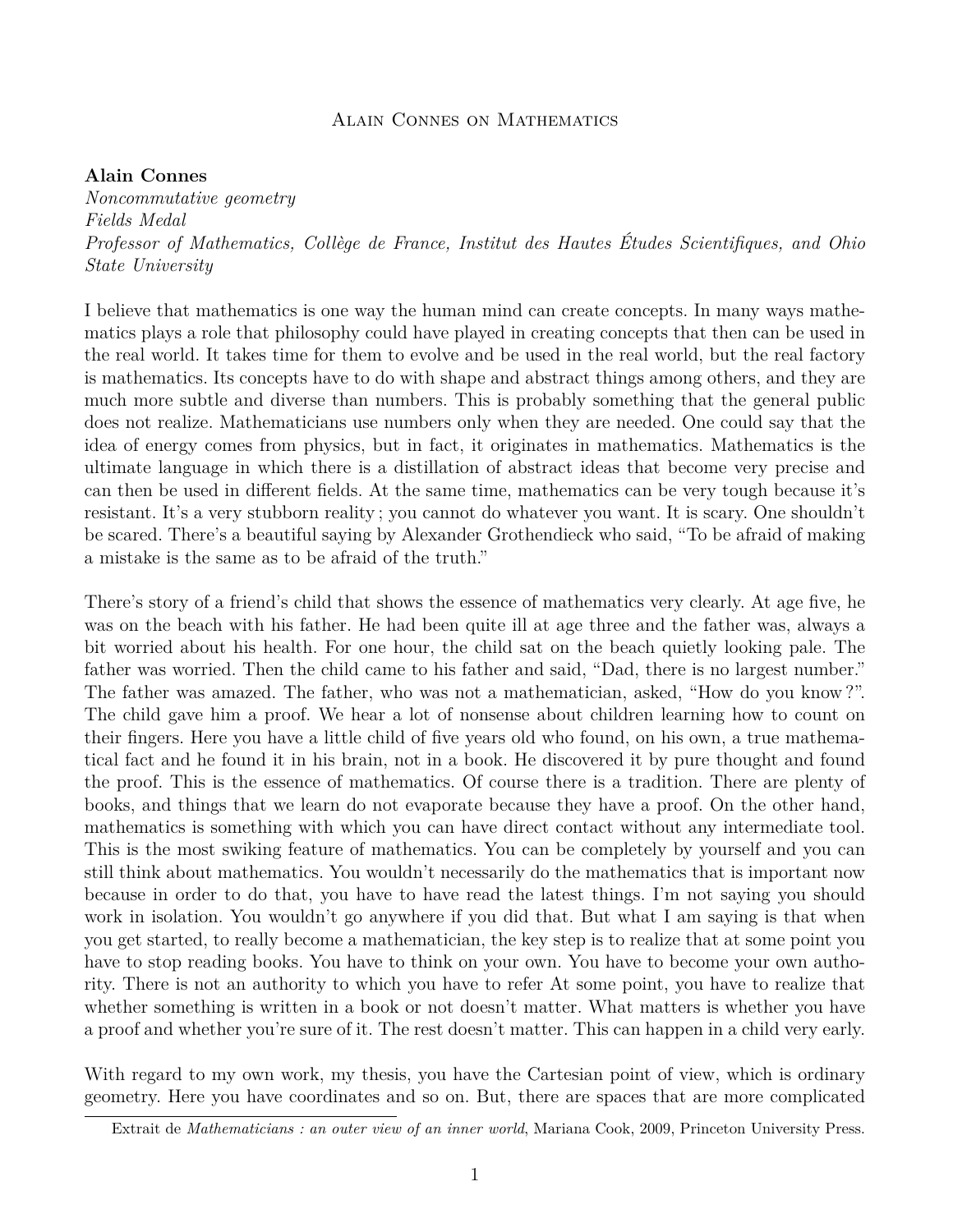# Alain Connes on Mathematics

**Alain Connes**
*Noncommutative geometry*
*Fields Medal*
*Professor of Mathematics, Collège de France, Institut des Hautes Études Scientifiques, and Ohio State University*

I believe that mathematics is one way the human mind can create concepts. In many ways mathematics plays a role that philosophy could have played in creating concepts that then can be used in the real world. It takes time for them to evolve and be used in the real world, but the real factory is mathematics. Its concepts have to do with shape and abstract things among others, and they are much more subtle and diverse than numbers. This is probably something that the general public does not realize. Mathematicians use numbers only when they are needed. One could say that the idea of energy comes from physics, but in fact, it originates in mathematics. Mathematics is the ultimate language in which there is a distillation of abstract ideas that become very precise and can then be used in different fields. At the same time, mathematics can be very tough because it's resistant. It's a very stubborn reality ; you cannot do whatever you want. It is scary. One shouldn't be scared. There's a beautiful saying by Alexander Grothendieck who said, "To be afraid of making a mistake is the same as to be afraid of the truth."

There's story of a friend's child that shows the essence of mathematics very clearly. At age five, he was on the beach with his father. He had been quite ill at age three and the father was, always a bit worried about his health. For one hour, the child sat on the beach quietly looking pale. The father was worried. Then the child came to his father and said, "Dad, there is no largest number." The father was amazed. The father, who was not a mathematician, asked, "How do you know ?". The child gave him a proof. We hear a lot of nonsense about children learning how to count on their fingers. Here you have a little child of five years old who found, on his own, a true mathematical fact and he found it in his brain, not in a book. He discovered it by pure thought and found the proof. This is the essence of mathematics. Of course there is a tradition. There are plenty of books, and things that we learn do not evaporate because they have a proof. On the other hand, mathematics is something with which you can have direct contact without any intermediate tool. This is the most swiking feature of mathematics. You can be completely by yourself and you can still think about mathematics. You wouldn't necessarily do the mathematics that is important now because in order to do that, you have to have read the latest things. I'm not saying you should work in isolation. You wouldn't go anywhere if you did that. But what I am saying is that when you get started, to really become a mathematician, the key step is to realize that at some point you have to stop reading books. You have to think on your own. You have to become your own authority. There is not an authority to which you have to refer At some point, you have to realize that whether something is written in a book or not doesn't matter. What matters is whether you have a proof and whether you're sure of it. The rest doesn't matter. This can happen in a child very early.

With regard to my own work, my thesis, you have the Cartesian point of view, which is ordinary geometry. Here you have coordinates and so on. But, there are spaces that are more complicated

Extrait de *Mathematicians : an outer view of an inner world*, Mariana Cook, 2009, Princeton University Press.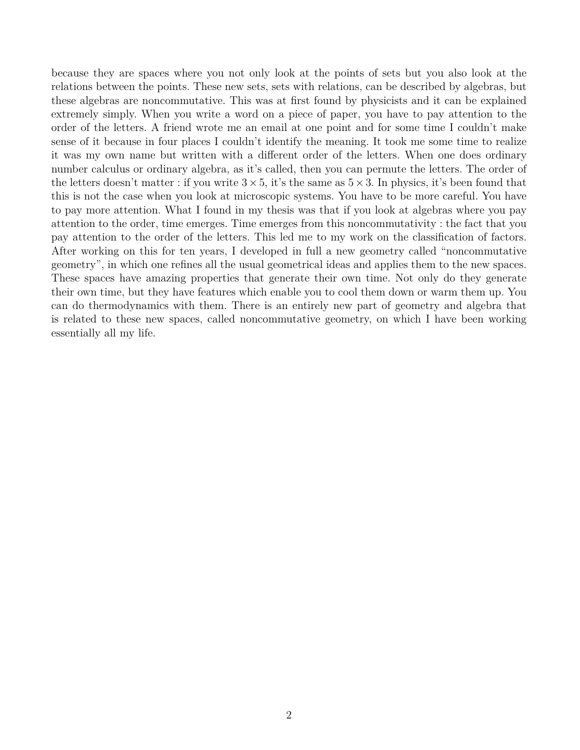because they are spaces where you not only look at the points of sets but you also look at the relations between the points. These new sets, sets with relations, can be described by algebras, but these algebras are noncommutative. This was at first found by physicists and it can be explained extremely simply. When you write a word on a piece of paper, you have to pay attention to the order of the letters. A friend wrote me an email at one point and for some time I couldn't make sense of it because in four places I couldn't identify the meaning. It took me some time to realize it was my own name but written with a different order of the letters. When one does ordinary number calculus or ordinary algebra, as it's called, then you can permute the letters. The order of the letters doesn't matter : if you write $3 \times 5$, it's the same as $5 \times 3$. In physics, it's been found that this is not the case when you look at microscopic systems. You have to be more careful. You have to pay more attention. What I found in my thesis was that if you look at algebras where you pay attention to the order, time emerges. Time emerges from this noncommutativity : the fact that you pay attention to the order of the letters. This led me to my work on the classification of factors. After working on this for ten years, I developed in full a new geometry called "noncommutative geometry", in which one refines all the usual geometrical ideas and applies them to the new spaces. These spaces have amazing properties that generate their own time. Not only do they generate their own time, but they have features which enable you to cool them down or warm them up. You can do thermodynamics with them. There is an entirely new part of geometry and algebra that is related to these new spaces, called noncommutative geometry, on which I have been working essentially all my life.